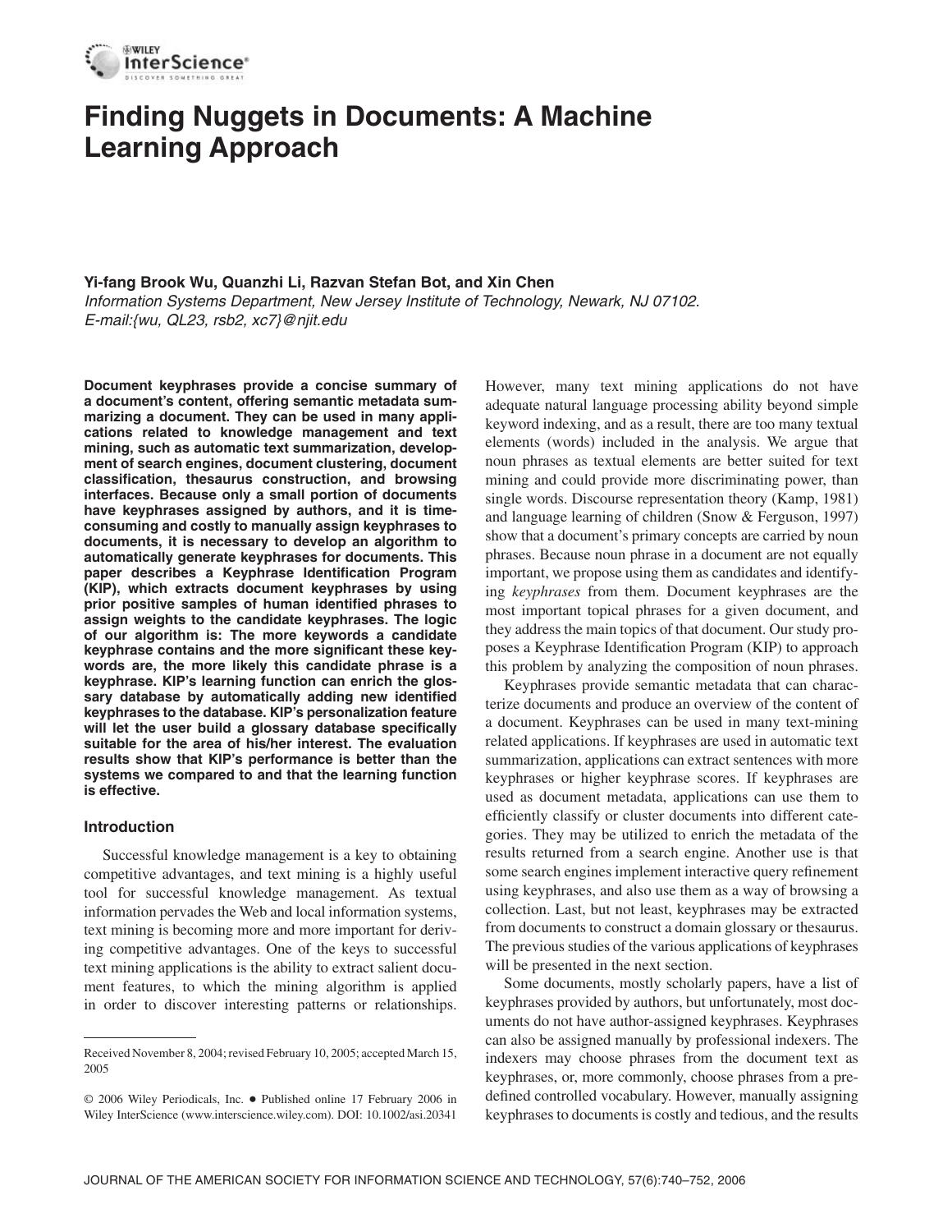# Finding Nuggets in Documents: A Machine Learning Approach

**Yi-fang Brook Wu, Quanzhi Li, Razvan Stefan Bot, and Xin Chen**

*Information Systems Department, New Jersey Institute of Technology, Newark, NJ 07102.*
*E-mail:{wu, QL23, rsb2, xc7}@njit.edu*

**Document keyphrases provide a concise summary of a document's content, offering semantic metadata summarizing a document. They can be used in many applications related to knowledge management and text mining, such as automatic text summarization, development of search engines, document clustering, document classification, thesaurus construction, and browsing interfaces. Because only a small portion of documents have keyphrases assigned by authors, and it is time-consuming and costly to manually assign keyphrases to documents, it is necessary to develop an algorithm to automatically generate keyphrases for documents. This paper describes a Keyphrase Identification Program (KIP), which extracts document keyphrases by using prior positive samples of human identified phrases to assign weights to the candidate keyphrases. The logic of our algorithm is: The more keywords a candidate keyphrase contains and the more significant these keywords are, the more likely this candidate phrase is a keyphrase. KIP's learning function can enrich the glossary database by automatically adding new identified keyphrases to the database. KIP's personalization feature will let the user build a glossary database specifically suitable for the area of his/her interest. The evaluation results show that KIP's performance is better than the systems we compared to and that the learning function is effective.**

## Introduction

Successful knowledge management is a key to obtaining competitive advantages, and text mining is a highly useful tool for successful knowledge management. As textual information pervades the Web and local information systems, text mining is becoming more and more important for deriving competitive advantages. One of the keys to successful text mining applications is the ability to extract salient document features, to which the mining algorithm is applied in order to discover interesting patterns or relationships. However, many text mining applications do not have adequate natural language processing ability beyond simple keyword indexing, and as a result, there are too many textual elements (words) included in the analysis. We argue that noun phrases as textual elements are better suited for text mining and could provide more discriminating power, than single words. Discourse representation theory (Kamp, 1981) and language learning of children (Snow & Ferguson, 1997) show that a document's primary concepts are carried by noun phrases. Because noun phrase in a document are not equally important, we propose using them as candidates and identifying *keyphrases* from them. Document keyphrases are the most important topical phrases for a given document, and they address the main topics of that document. Our study proposes a Keyphrase Identification Program (KIP) to approach this problem by analyzing the composition of noun phrases.

Keyphrases provide semantic metadata that can characterize documents and produce an overview of the content of a document. Keyphrases can be used in many text-mining related applications. If keyphrases are used in automatic text summarization, applications can extract sentences with more keyphrases or higher keyphrase scores. If keyphrases are used as document metadata, applications can use them to efficiently classify or cluster documents into different categories. They may be utilized to enrich the metadata of the results returned from a search engine. Another use is that some search engines implement interactive query refinement using keyphrases, and also use them as a way of browsing a collection. Last, but not least, keyphrases may be extracted from documents to construct a domain glossary or thesaurus. The previous studies of the various applications of keyphrases will be presented in the next section.

Some documents, mostly scholarly papers, have a list of keyphrases provided by authors, but unfortunately, most documents do not have author-assigned keyphrases. Keyphrases can also be assigned manually by professional indexers. The indexers may choose phrases from the document text as keyphrases, or, more commonly, choose phrases from a predefined controlled vocabulary. However, manually assigning keyphrases to documents is costly and tedious, and the results

---

Received November 8, 2004; revised February 10, 2005; accepted March 15, 2005

© 2006 Wiley Periodicals, Inc. • Published online 17 February 2006 in Wiley InterScience (www.interscience.wiley.com). DOI: 10.1002/asi.20341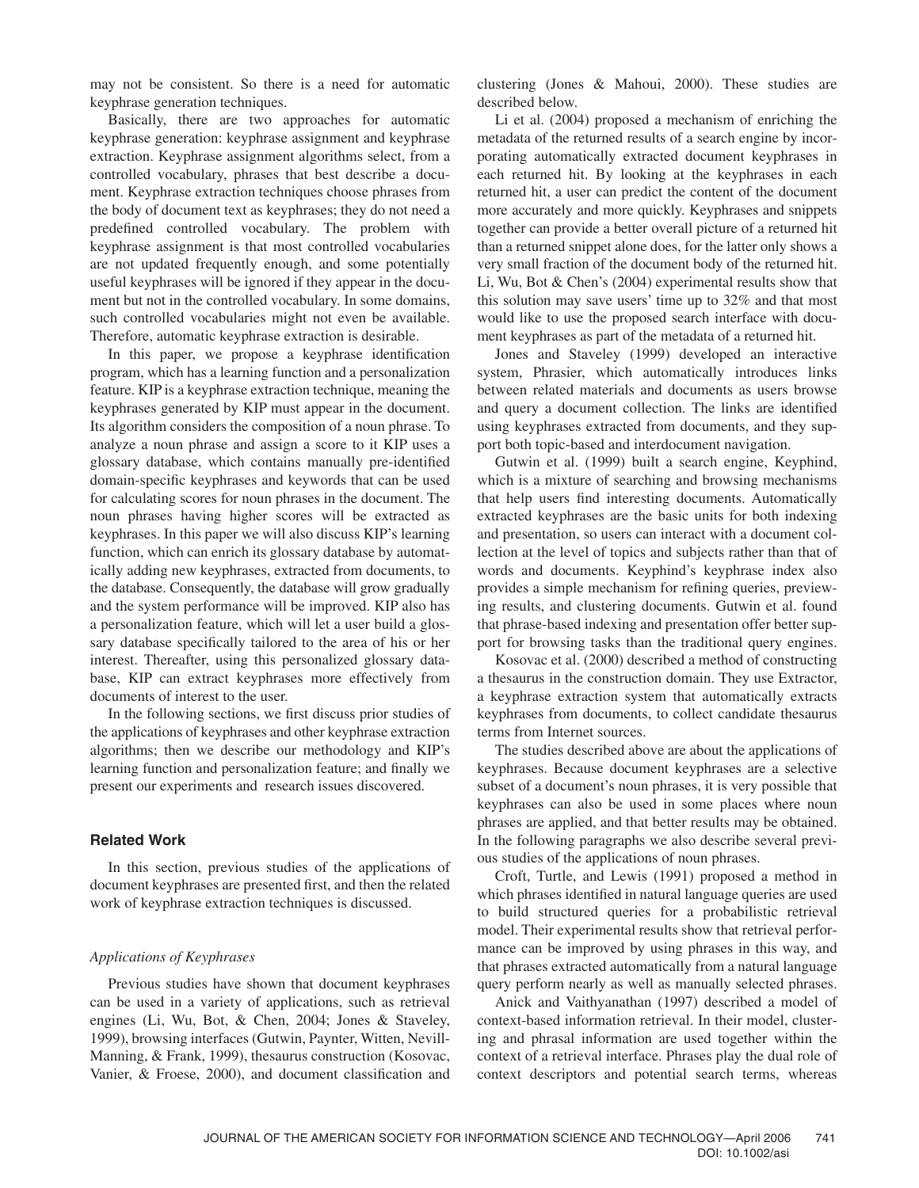may not be consistent. So there is a need for automatic keyphrase generation techniques.

Basically, there are two approaches for automatic keyphrase generation: keyphrase assignment and keyphrase extraction. Keyphrase assignment algorithms select, from a controlled vocabulary, phrases that best describe a document. Keyphrase extraction techniques choose phrases from the body of document text as keyphrases; they do not need a predefined controlled vocabulary. The problem with keyphrase assignment is that most controlled vocabularies are not updated frequently enough, and some potentially useful keyphrases will be ignored if they appear in the document but not in the controlled vocabulary. In some domains, such controlled vocabularies might not even be available. Therefore, automatic keyphrase extraction is desirable.

In this paper, we propose a keyphrase identification program, which has a learning function and a personalization feature. KIP is a keyphrase extraction technique, meaning the keyphrases generated by KIP must appear in the document. Its algorithm considers the composition of a noun phrase. To analyze a noun phrase and assign a score to it KIP uses a glossary database, which contains manually pre-identified domain-specific keyphrases and keywords that can be used for calculating scores for noun phrases in the document. The noun phrases having higher scores will be extracted as keyphrases. In this paper we will also discuss KIP's learning function, which can enrich its glossary database by automatically adding new keyphrases, extracted from documents, to the database. Consequently, the database will grow gradually and the system performance will be improved. KIP also has a personalization feature, which will let a user build a glossary database specifically tailored to the area of his or her interest. Thereafter, using this personalized glossary database, KIP can extract keyphrases more effectively from documents of interest to the user.

In the following sections, we first discuss prior studies of the applications of keyphrases and other keyphrase extraction algorithms; then we describe our methodology and KIP's learning function and personalization feature; and finally we present our experiments and research issues discovered.

## Related Work

In this section, previous studies of the applications of document keyphrases are presented first, and then the related work of keyphrase extraction techniques is discussed.

### *Applications of Keyphrases*

Previous studies have shown that document keyphrases can be used in a variety of applications, such as retrieval engines (Li, Wu, Bot, & Chen, 2004; Jones & Staveley, 1999), browsing interfaces (Gutwin, Paynter, Witten, Nevill-Manning, & Frank, 1999), thesaurus construction (Kosovac, Vanier, & Froese, 2000), and document classification and clustering (Jones & Mahoui, 2000). These studies are described below.

Li et al. (2004) proposed a mechanism of enriching the metadata of the returned results of a search engine by incorporating automatically extracted document keyphrases in each returned hit. By looking at the keyphrases in each returned hit, a user can predict the content of the document more accurately and more quickly. Keyphrases and snippets together can provide a better overall picture of a returned hit than a returned snippet alone does, for the latter only shows a very small fraction of the document body of the returned hit. Li, Wu, Bot & Chen's (2004) experimental results show that this solution may save users' time up to 32% and that most would like to use the proposed search interface with document keyphrases as part of the metadata of a returned hit.

Jones and Staveley (1999) developed an interactive system, Phrasier, which automatically introduces links between related materials and documents as users browse and query a document collection. The links are identified using keyphrases extracted from documents, and they support both topic-based and interdocument navigation.

Gutwin et al. (1999) built a search engine, Keyphind, which is a mixture of searching and browsing mechanisms that help users find interesting documents. Automatically extracted keyphrases are the basic units for both indexing and presentation, so users can interact with a document collection at the level of topics and subjects rather than that of words and documents. Keyphind's keyphrase index also provides a simple mechanism for refining queries, previewing results, and clustering documents. Gutwin et al. found that phrase-based indexing and presentation offer better support for browsing tasks than the traditional query engines.

Kosovac et al. (2000) described a method of constructing a thesaurus in the construction domain. They use Extractor, a keyphrase extraction system that automatically extracts keyphrases from documents, to collect candidate thesaurus terms from Internet sources.

The studies described above are about the applications of keyphrases. Because document keyphrases are a selective subset of a document's noun phrases, it is very possible that keyphrases can also be used in some places where noun phrases are applied, and that better results may be obtained. In the following paragraphs we also describe several previous studies of the applications of noun phrases.

Croft, Turtle, and Lewis (1991) proposed a method in which phrases identified in natural language queries are used to build structured queries for a probabilistic retrieval model. Their experimental results show that retrieval performance can be improved by using phrases in this way, and that phrases extracted automatically from a natural language query perform nearly as well as manually selected phrases.

Anick and Vaithyanathan (1997) described a model of context-based information retrieval. In their model, clustering and phrasal information are used together within the context of a retrieval interface. Phrases play the dual role of context descriptors and potential search terms, whereas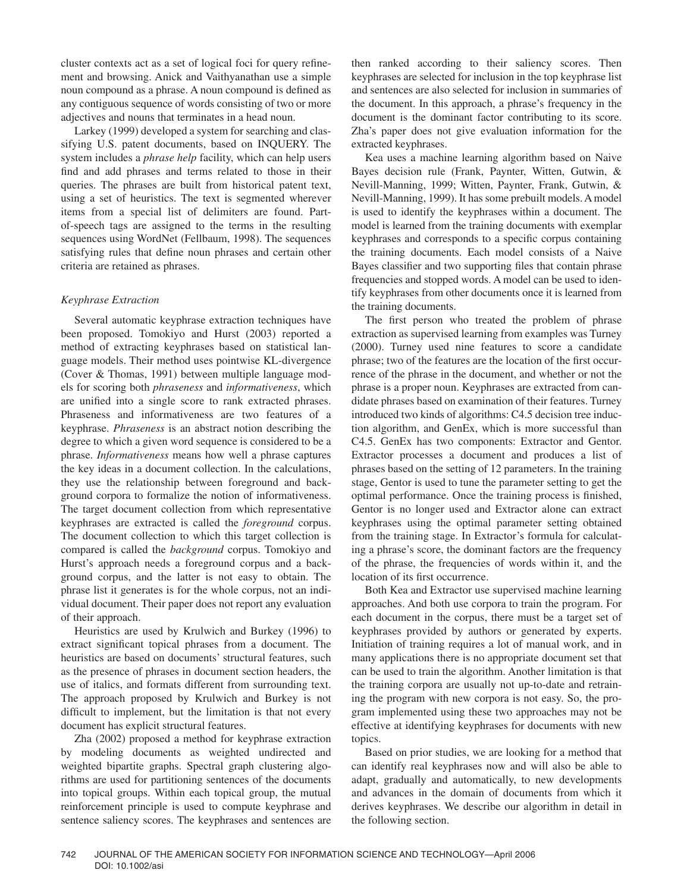cluster contexts act as a set of logical foci for query refinement and browsing. Anick and Vaithyanathan use a simple noun compound as a phrase. A noun compound is defined as any contiguous sequence of words consisting of two or more adjectives and nouns that terminates in a head noun.

Larkey (1999) developed a system for searching and classifying U.S. patent documents, based on INQUERY. The system includes a *phrase help* facility, which can help users find and add phrases and terms related to those in their queries. The phrases are built from historical patent text, using a set of heuristics. The text is segmented wherever items from a special list of delimiters are found. Part-of-speech tags are assigned to the terms in the resulting sequences using WordNet (Fellbaum, 1998). The sequences satisfying rules that define noun phrases and certain other criteria are retained as phrases.

### *Keyphrase Extraction*

Several automatic keyphrase extraction techniques have been proposed. Tomokiyo and Hurst (2003) reported a method of extracting keyphrases based on statistical language models. Their method uses pointwise KL-divergence (Cover & Thomas, 1991) between multiple language models for scoring both *phraseness* and *informativeness*, which are unified into a single score to rank extracted phrases. Phraseness and informativeness are two features of a keyphrase. *Phraseness* is an abstract notion describing the degree to which a given word sequence is considered to be a phrase. *Informativeness* means how well a phrase captures the key ideas in a document collection. In the calculations, they use the relationship between foreground and background corpora to formalize the notion of informativeness. The target document collection from which representative keyphrases are extracted is called the *foreground* corpus. The document collection to which this target collection is compared is called the *background* corpus. Tomokiyo and Hurst's approach needs a foreground corpus and a background corpus, and the latter is not easy to obtain. The phrase list it generates is for the whole corpus, not an individual document. Their paper does not report any evaluation of their approach.

Heuristics are used by Krulwich and Burkey (1996) to extract significant topical phrases from a document. The heuristics are based on documents' structural features, such as the presence of phrases in document section headers, the use of italics, and formats different from surrounding text. The approach proposed by Krulwich and Burkey is not difficult to implement, but the limitation is that not every document has explicit structural features.

Zha (2002) proposed a method for keyphrase extraction by modeling documents as weighted undirected and weighted bipartite graphs. Spectral graph clustering algorithms are used for partitioning sentences of the documents into topical groups. Within each topical group, the mutual reinforcement principle is used to compute keyphrase and sentence saliency scores. The keyphrases and sentences are then ranked according to their saliency scores. Then keyphrases are selected for inclusion in the top keyphrase list and sentences are also selected for inclusion in summaries of the document. In this approach, a phrase's frequency in the document is the dominant factor contributing to its score. Zha's paper does not give evaluation information for the extracted keyphrases.

Kea uses a machine learning algorithm based on Naive Bayes decision rule (Frank, Paynter, Witten, Gutwin, & Nevill-Manning, 1999; Witten, Paynter, Frank, Gutwin, & Nevill-Manning, 1999). It has some prebuilt models. A model is used to identify the keyphrases within a document. The model is learned from the training documents with exemplar keyphrases and corresponds to a specific corpus containing the training documents. Each model consists of a Naive Bayes classifier and two supporting files that contain phrase frequencies and stopped words. A model can be used to identify keyphrases from other documents once it is learned from the training documents.

The first person who treated the problem of phrase extraction as supervised learning from examples was Turney (2000). Turney used nine features to score a candidate phrase; two of the features are the location of the first occurrence of the phrase in the document, and whether or not the phrase is a proper noun. Keyphrases are extracted from candidate phrases based on examination of their features. Turney introduced two kinds of algorithms: C4.5 decision tree induction algorithm, and GenEx, which is more successful than C4.5. GenEx has two components: Extractor and Gentor. Extractor processes a document and produces a list of phrases based on the setting of 12 parameters. In the training stage, Gentor is used to tune the parameter setting to get the optimal performance. Once the training process is finished, Gentor is no longer used and Extractor alone can extract keyphrases using the optimal parameter setting obtained from the training stage. In Extractor's formula for calculating a phrase's score, the dominant factors are the frequency of the phrase, the frequencies of words within it, and the location of its first occurrence.

Both Kea and Extractor use supervised machine learning approaches. And both use corpora to train the program. For each document in the corpus, there must be a target set of keyphrases provided by authors or generated by experts. Initiation of training requires a lot of manual work, and in many applications there is no appropriate document set that can be used to train the algorithm. Another limitation is that the training corpora are usually not up-to-date and retraining the program with new corpora is not easy. So, the program implemented using these two approaches may not be effective at identifying keyphrases for documents with new topics.

Based on prior studies, we are looking for a method that can identify real keyphrases now and will also be able to adapt, gradually and automatically, to new developments and advances in the domain of documents from which it derives keyphrases. We describe our algorithm in detail in the following section.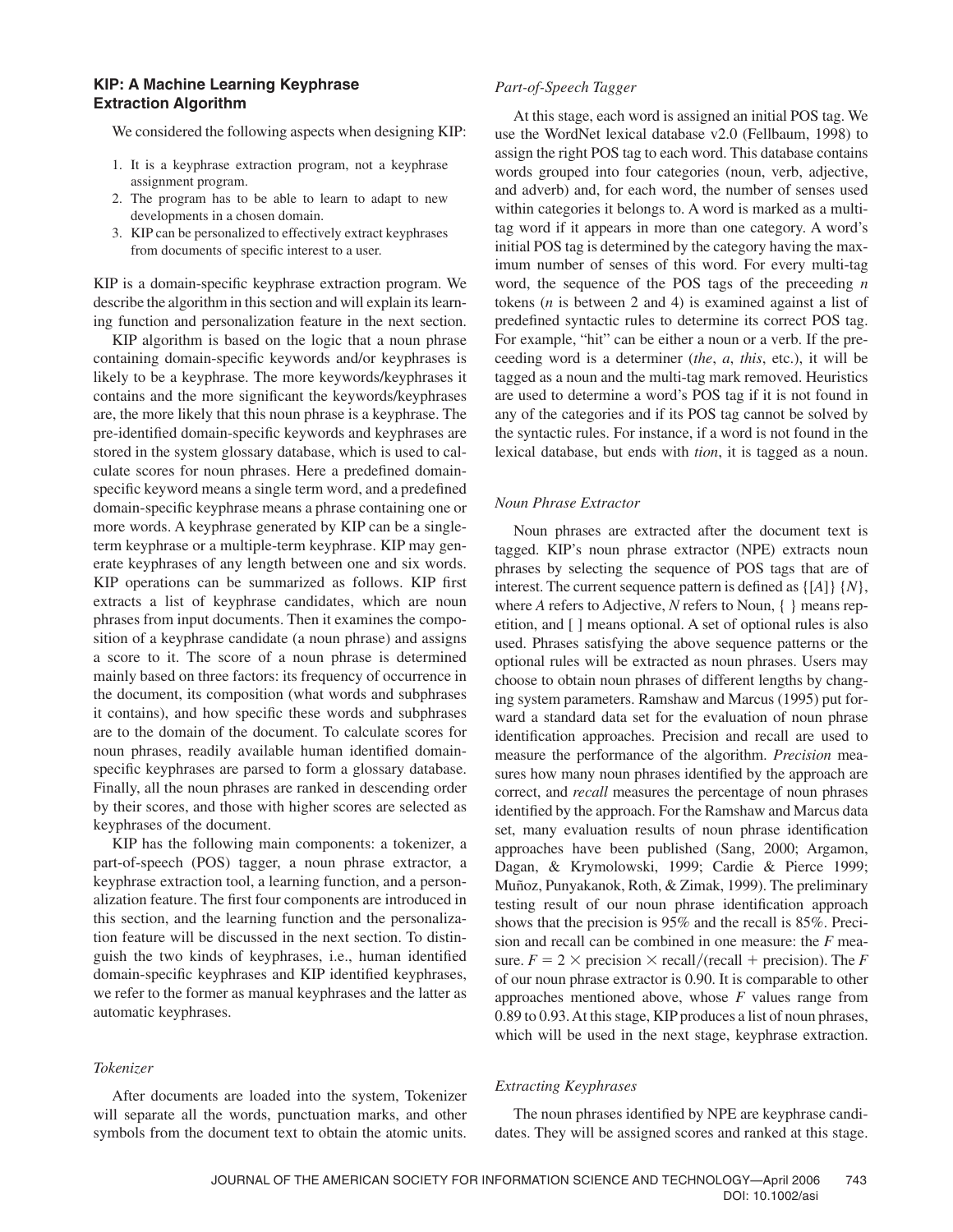## KIP: A Machine Learning Keyphrase Extraction Algorithm

We considered the following aspects when designing KIP:

1. It is a keyphrase extraction program, not a keyphrase assignment program.
2. The program has to be able to learn to adapt to new developments in a chosen domain.
3. KIP can be personalized to effectively extract keyphrases from documents of specific interest to a user.

KIP is a domain-specific keyphrase extraction program. We describe the algorithm in this section and will explain its learning function and personalization feature in the next section.

KIP algorithm is based on the logic that a noun phrase containing domain-specific keywords and/or keyphrases is likely to be a keyphrase. The more keywords/keyphrases it contains and the more significant the keywords/keyphrases are, the more likely that this noun phrase is a keyphrase. The pre-identified domain-specific keywords and keyphrases are stored in the system glossary database, which is used to calculate scores for noun phrases. Here a predefined domain-specific keyword means a single term word, and a predefined domain-specific keyphrase means a phrase containing one or more words. A keyphrase generated by KIP can be a single-term keyphrase or a multiple-term keyphrase. KIP may generate keyphrases of any length between one and six words. KIP operations can be summarized as follows. KIP first extracts a list of keyphrase candidates, which are noun phrases from input documents. Then it examines the composition of a keyphrase candidate (a noun phrase) and assigns a score to it. The score of a noun phrase is determined mainly based on three factors: its frequency of occurrence in the document, its composition (what words and subphrases it contains), and how specific these words and subphrases are to the domain of the document. To calculate scores for noun phrases, readily available human identified domain-specific keyphrases are parsed to form a glossary database. Finally, all the noun phrases are ranked in descending order by their scores, and those with higher scores are selected as keyphrases of the document.

KIP has the following main components: a tokenizer, a part-of-speech (POS) tagger, a noun phrase extractor, a keyphrase extraction tool, a learning function, and a personalization feature. The first four components are introduced in this section, and the learning function and the personalization feature will be discussed in the next section. To distinguish the two kinds of keyphrases, i.e., human identified domain-specific keyphrases and KIP identified keyphrases, we refer to the former as manual keyphrases and the latter as automatic keyphrases.

### *Tokenizer*

After documents are loaded into the system, Tokenizer will separate all the words, punctuation marks, and other symbols from the document text to obtain the atomic units.

### *Part-of-Speech Tagger*

At this stage, each word is assigned an initial POS tag. We use the WordNet lexical database v2.0 (Fellbaum, 1998) to assign the right POS tag to each word. This database contains words grouped into four categories (noun, verb, adjective, and adverb) and, for each word, the number of senses used within categories it belongs to. A word is marked as a multi-tag word if it appears in more than one category. A word's initial POS tag is determined by the category having the maximum number of senses of this word. For every multi-tag word, the sequence of the POS tags of the preceeding $n$ tokens ($n$ is between 2 and 4) is examined against a list of predefined syntactic rules to determine its correct POS tag. For example, "hit" can be either a noun or a verb. If the preceeding word is a determiner (*the*, *a*, *this*, etc.), it will be tagged as a noun and the multi-tag mark removed. Heuristics are used to determine a word's POS tag if it is not found in any of the categories and if its POS tag cannot be solved by the syntactic rules. For instance, if a word is not found in the lexical database, but ends with *tion*, it is tagged as a noun.

### *Noun Phrase Extractor*

Noun phrases are extracted after the document text is tagged. KIP's noun phrase extractor (NPE) extracts noun phrases by selecting the sequence of POS tags that are of interest. The current sequence pattern is defined as $\{[A]\}\ \{N\}$, where $A$ refers to Adjective, $N$ refers to Noun, { } means repetition, and [ ] means optional. A set of optional rules is also used. Phrases satisfying the above sequence patterns or the optional rules will be extracted as noun phrases. Users may choose to obtain noun phrases of different lengths by changing system parameters. Ramshaw and Marcus (1995) put forward a standard data set for the evaluation of noun phrase identification approaches. Precision and recall are used to measure the performance of the algorithm. *Precision* measures how many noun phrases identified by the approach are correct, and *recall* measures the percentage of noun phrases identified by the approach. For the Ramshaw and Marcus data set, many evaluation results of noun phrase identification approaches have been published (Sang, 2000; Argamon, Dagan, & Krymolowski, 1999; Cardie & Pierce 1999; Muñoz, Punyakanok, Roth, & Zimak, 1999). The preliminary testing result of our noun phrase identification approach shows that the precision is 95% and the recall is 85%. Precision and recall can be combined in one measure: the $F$ measure. $F = 2 \times \text{precision} \times \text{recall}/(\text{recall} + \text{precision})$. The $F$ of our noun phrase extractor is 0.90. It is comparable to other approaches mentioned above, whose $F$ values range from 0.89 to 0.93. At this stage, KIP produces a list of noun phrases, which will be used in the next stage, keyphrase extraction.

### *Extracting Keyphrases*

The noun phrases identified by NPE are keyphrase candidates. They will be assigned scores and ranked at this stage.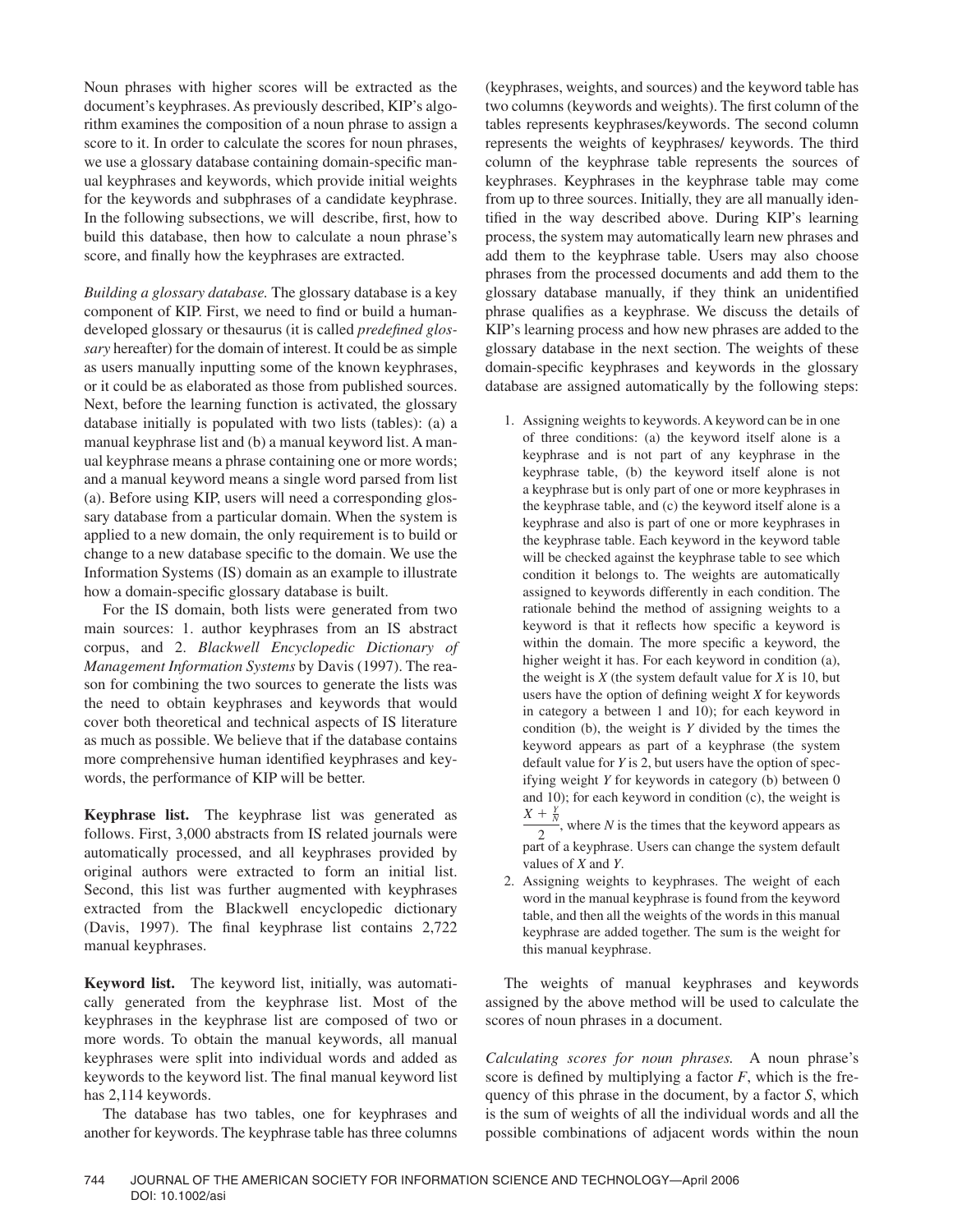Noun phrases with higher scores will be extracted as the document's keyphrases. As previously described, KIP's algorithm examines the composition of a noun phrase to assign a score to it. In order to calculate the scores for noun phrases, we use a glossary database containing domain-specific manual keyphrases and keywords, which provide initial weights for the keywords and subphrases of a candidate keyphrase. In the following subsections, we will describe, first, how to build this database, then how to calculate a noun phrase's score, and finally how the keyphrases are extracted.

*Building a glossary database.* The glossary database is a key component of KIP. First, we need to find or build a human-developed glossary or thesaurus (it is called *predefined glossary* hereafter) for the domain of interest. It could be as simple as users manually inputting some of the known keyphrases, or it could be as elaborated as those from published sources. Next, before the learning function is activated, the glossary database initially is populated with two lists (tables): (a) a manual keyphrase list and (b) a manual keyword list. A manual keyphrase means a phrase containing one or more words; and a manual keyword means a single word parsed from list (a). Before using KIP, users will need a corresponding glossary database from a particular domain. When the system is applied to a new domain, the only requirement is to build or change to a new database specific to the domain. We use the Information Systems (IS) domain as an example to illustrate how a domain-specific glossary database is built.

For the IS domain, both lists were generated from two main sources: 1. author keyphrases from an IS abstract corpus, and 2. *Blackwell Encyclopedic Dictionary of Management Information Systems* by Davis (1997). The reason for combining the two sources to generate the lists was the need to obtain keyphrases and keywords that would cover both theoretical and technical aspects of IS literature as much as possible. We believe that if the database contains more comprehensive human identified keyphrases and keywords, the performance of KIP will be better.

**Keyphrase list.** The keyphrase list was generated as follows. First, 3,000 abstracts from IS related journals were automatically processed, and all keyphrases provided by original authors were extracted to form an initial list. Second, this list was further augmented with keyphrases extracted from the Blackwell encyclopedic dictionary (Davis, 1997). The final keyphrase list contains 2,722 manual keyphrases.

**Keyword list.** The keyword list, initially, was automatically generated from the keyphrase list. Most of the keyphrases in the keyphrase list are composed of two or more words. To obtain the manual keywords, all manual keyphrases were split into individual words and added as keywords to the keyword list. The final manual keyword list has 2,114 keywords.

The database has two tables, one for keyphrases and another for keywords. The keyphrase table has three columns (keyphrases, weights, and sources) and the keyword table has two columns (keywords and weights). The first column of the tables represents keyphrases/keywords. The second column represents the weights of keyphrases/ keywords. The third column of the keyphrase table represents the sources of keyphrases. Keyphrases in the keyphrase table may come from up to three sources. Initially, they are all manually identified in the way described above. During KIP's learning process, the system may automatically learn new phrases and add them to the keyphrase table. Users may also choose phrases from the processed documents and add them to the glossary database manually, if they think an unidentified phrase qualifies as a keyphrase. We discuss the details of KIP's learning process and how new phrases are added to the glossary database in the next section. The weights of these domain-specific keyphrases and keywords in the glossary database are assigned automatically by the following steps:

1. Assigning weights to keywords. A keyword can be in one of three conditions: (a) the keyword itself alone is a keyphrase and is not part of any keyphrase in the keyphrase table, (b) the keyword itself alone is not a keyphrase but is only part of one or more keyphrases in the keyphrase table, and (c) the keyword itself alone is a keyphrase and also is part of one or more keyphrases in the keyphrase table. Each keyword in the keyword table will be checked against the keyphrase table to see which condition it belongs to. The weights are automatically assigned to keywords differently in each condition. The rationale behind the method of assigning weights to a keyword is that it reflects how specific a keyword is within the domain. The more specific a keyword, the higher weight it has. For each keyword in condition (a), the weight is $X$ (the system default value for $X$ is 10, but users have the option of defining weight $X$ for keywords in category a between 1 and 10); for each keyword in condition (b), the weight is $Y$ divided by the times the keyword appears as part of a keyphrase (the system default value for $Y$ is 2, but users have the option of specifying weight $Y$ for keywords in category (b) between 0 and 10); for each keyword in condition (c), the weight is $\frac{X + \frac{Y}{N}}{2}$, where $N$ is the times that the keyword appears as part of a keyphrase. Users can change the system default values of $X$ and $Y$.
2. Assigning weights to keyphrases. The weight of each word in the manual keyphrase is found from the keyword table, and then all the weights of the words in this manual keyphrase are added together. The sum is the weight for this manual keyphrase.

The weights of manual keyphrases and keywords assigned by the above method will be used to calculate the scores of noun phrases in a document.

*Calculating scores for noun phrases.* A noun phrase's score is defined by multiplying a factor $F$, which is the frequency of this phrase in the document, by a factor $S$, which is the sum of weights of all the individual words and all the possible combinations of adjacent words within the noun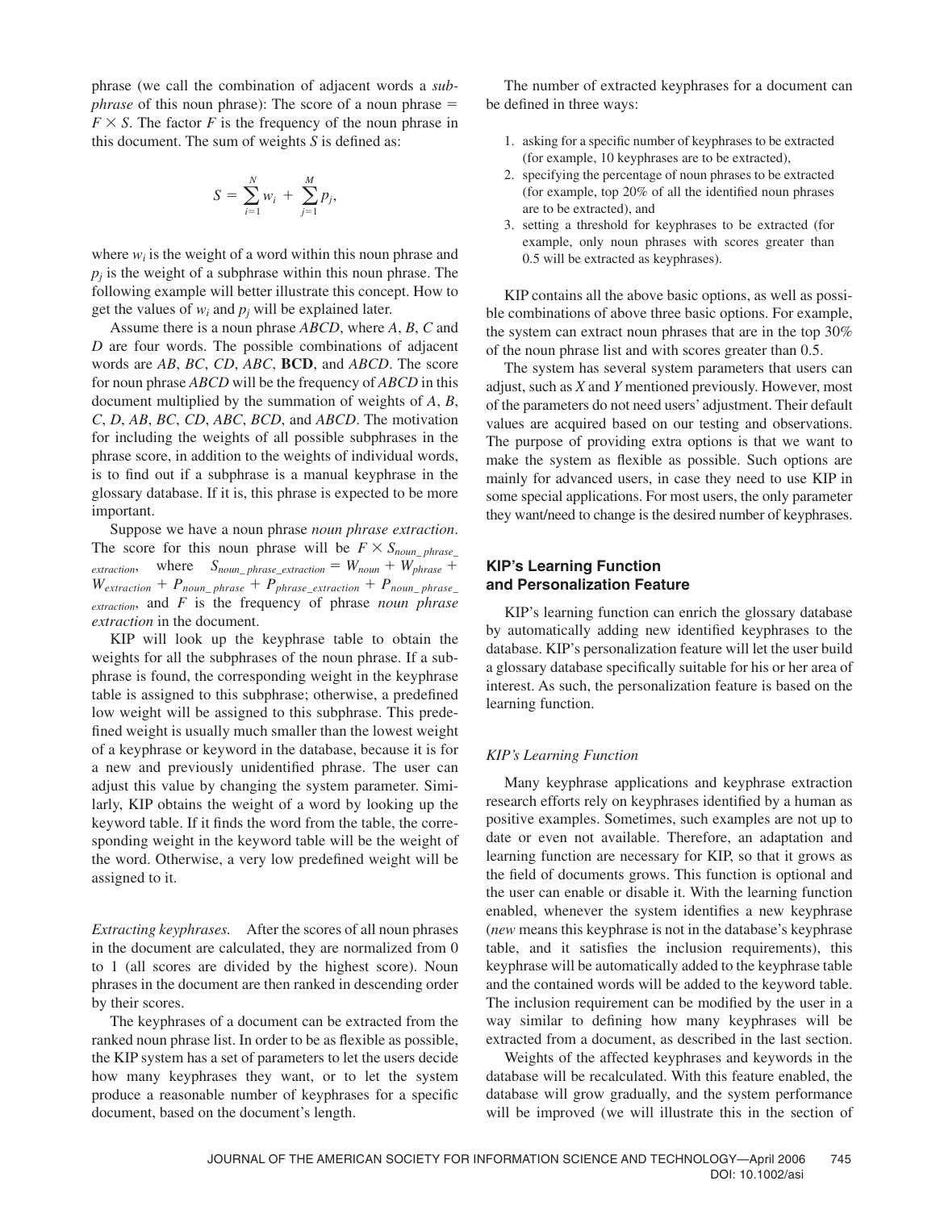phrase (we call the combination of adjacent words a *subphrase* of this noun phrase): The score of a noun phrase = $F \times S$. The factor $F$ is the frequency of the noun phrase in this document. The sum of weights $S$ is defined as:

$$S = \sum_{i=1}^{N} w_i + \sum_{j=1}^{M} p_j,$$

where $w_i$ is the weight of a word within this noun phrase and $p_j$ is the weight of a subphrase within this noun phrase. The following example will better illustrate this concept. How to get the values of $w_i$ and $p_j$ will be explained later.

Assume there is a noun phrase *ABCD*, where *A*, *B*, *C* and *D* are four words. The possible combinations of adjacent words are *AB*, *BC*, *CD*, *ABC*, **BCD**, and *ABCD*. The score for noun phrase *ABCD* will be the frequency of *ABCD* in this document multiplied by the summation of weights of *A*, *B*, *C*, *D*, *AB*, *BC*, *CD*, *ABC*, *BCD*, and *ABCD*. The motivation for including the weights of all possible subphrases in the phrase score, in addition to the weights of individual words, is to find out if a subphrase is a manual keyphrase in the glossary database. If it is, this phrase is expected to be more important.

Suppose we have a noun phrase *noun phrase extraction*. The score for this noun phrase will be $F \times S_{noun\_phrase\_extraction}$, where $S_{noun\_phrase\_extraction} = W_{noun} + W_{phrase} + W_{extraction} + P_{noun\_phrase} + P_{phrase\_extraction} + P_{noun\_phrase\_extraction}$, and $F$ is the frequency of phrase *noun phrase extraction* in the document.

KIP will look up the keyphrase table to obtain the weights for all the subphrases of the noun phrase. If a subphrase is found, the corresponding weight in the keyphrase table is assigned to this subphrase; otherwise, a predefined low weight will be assigned to this subphrase. This predefined weight is usually much smaller than the lowest weight of a keyphrase or keyword in the database, because it is for a new and previously unidentified phrase. The user can adjust this value by changing the system parameter. Similarly, KIP obtains the weight of a word by looking up the keyword table. If it finds the word from the table, the corresponding weight in the keyword table will be the weight of the word. Otherwise, a very low predefined weight will be assigned to it.

*Extracting keyphrases.* After the scores of all noun phrases in the document are calculated, they are normalized from 0 to 1 (all scores are divided by the highest score). Noun phrases in the document are then ranked in descending order by their scores.

The keyphrases of a document can be extracted from the ranked noun phrase list. In order to be as flexible as possible, the KIP system has a set of parameters to let the users decide how many keyphrases they want, or to let the system produce a reasonable number of keyphrases for a specific document, based on the document's length.

The number of extracted keyphrases for a document can be defined in three ways:

1. asking for a specific number of keyphrases to be extracted (for example, 10 keyphrases are to be extracted),
2. specifying the percentage of noun phrases to be extracted (for example, top 20% of all the identified noun phrases are to be extracted), and
3. setting a threshold for keyphrases to be extracted (for example, only noun phrases with scores greater than 0.5 will be extracted as keyphrases).

KIP contains all the above basic options, as well as possible combinations of above three basic options. For example, the system can extract noun phrases that are in the top 30% of the noun phrase list and with scores greater than 0.5.

The system has several system parameters that users can adjust, such as *X* and *Y* mentioned previously. However, most of the parameters do not need users' adjustment. Their default values are acquired based on our testing and observations. The purpose of providing extra options is that we want to make the system as flexible as possible. Such options are mainly for advanced users, in case they need to use KIP in some special applications. For most users, the only parameter they want/need to change is the desired number of keyphrases.

## KIP's Learning Function and Personalization Feature

KIP's learning function can enrich the glossary database by automatically adding new identified keyphrases to the database. KIP's personalization feature will let the user build a glossary database specifically suitable for his or her area of interest. As such, the personalization feature is based on the learning function.

### *KIP's Learning Function*

Many keyphrase applications and keyphrase extraction research efforts rely on keyphrases identified by a human as positive examples. Sometimes, such examples are not up to date or even not available. Therefore, an adaptation and learning function are necessary for KIP, so that it grows as the field of documents grows. This function is optional and the user can enable or disable it. With the learning function enabled, whenever the system identifies a new keyphrase (*new* means this keyphrase is not in the database's keyphrase table, and it satisfies the inclusion requirements), this keyphrase will be automatically added to the keyphrase table and the contained words will be added to the keyword table. The inclusion requirement can be modified by the user in a way similar to defining how many keyphrases will be extracted from a document, as described in the last section.

Weights of the affected keyphrases and keywords in the database will be recalculated. With this feature enabled, the database will grow gradually, and the system performance will be improved (we will illustrate this in the section of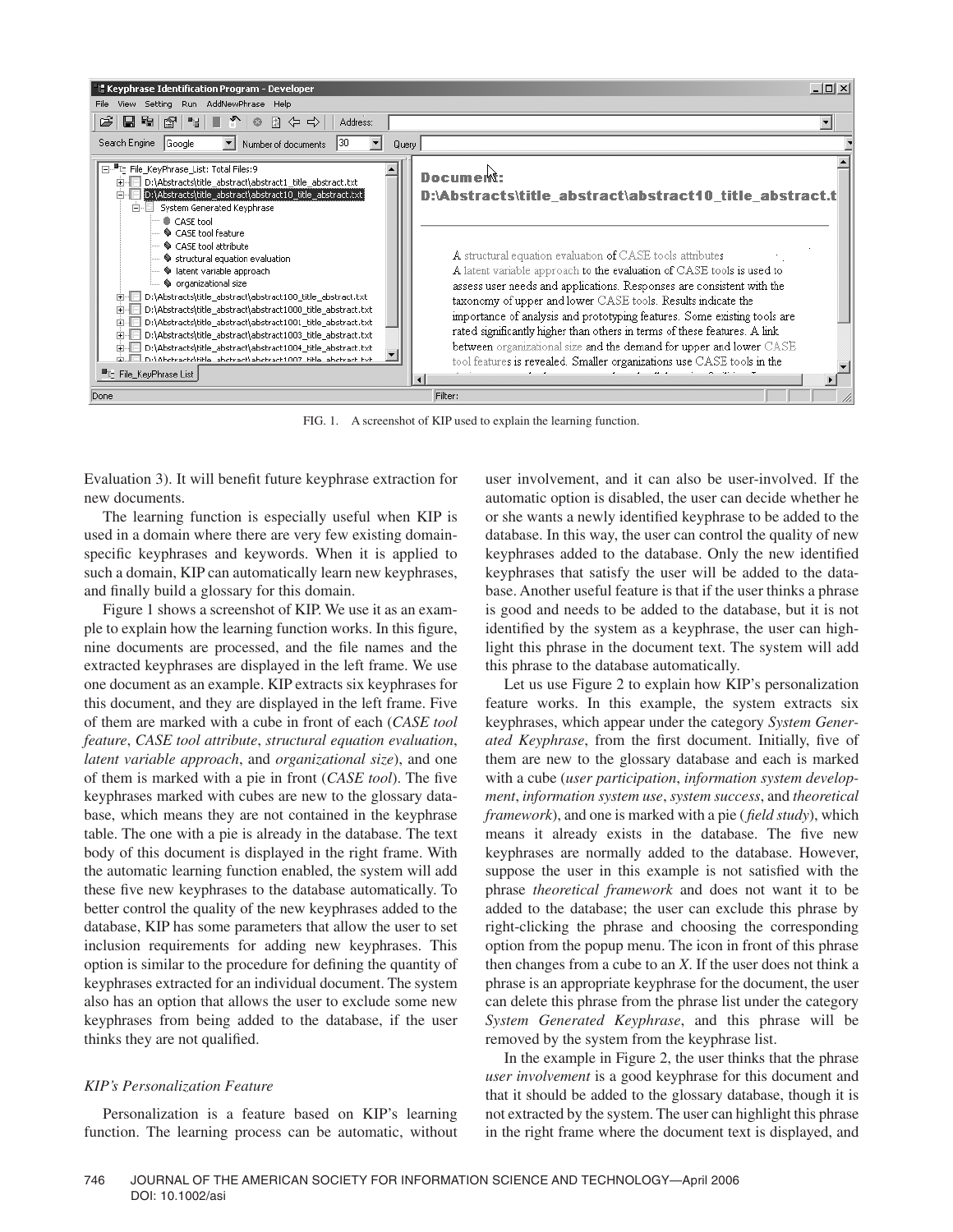FIG. 1. A screenshot of KIP used to explain the learning function.

Evaluation 3). It will benefit future keyphrase extraction for new documents.

The learning function is especially useful when KIP is used in a domain where there are very few existing domain-specific keyphrases and keywords. When it is applied to such a domain, KIP can automatically learn new keyphrases, and finally build a glossary for this domain.

Figure 1 shows a screenshot of KIP. We use it as an example to explain how the learning function works. In this figure, nine documents are processed, and the file names and the extracted keyphrases are displayed in the left frame. We use one document as an example. KIP extracts six keyphrases for this document, and they are displayed in the left frame. Five of them are marked with a cube in front of each (*CASE tool feature*, *CASE tool attribute*, *structural equation evaluation*, *latent variable approach*, and *organizational size*), and one of them is marked with a pie in front (*CASE tool*). The five keyphrases marked with cubes are new to the glossary database, which means they are not contained in the keyphrase table. The one with a pie is already in the database. The text body of this document is displayed in the right frame. With the automatic learning function enabled, the system will add these five new keyphrases to the database automatically. To better control the quality of the new keyphrases added to the database, KIP has some parameters that allow the user to set inclusion requirements for adding new keyphrases. This option is similar to the procedure for defining the quantity of keyphrases extracted for an individual document. The system also has an option that allows the user to exclude some new keyphrases from being added to the database, if the user thinks they are not qualified.

### *KIP's Personalization Feature*

Personalization is a feature based on KIP's learning function. The learning process can be automatic, without user involvement, and it can also be user-involved. If the automatic option is disabled, the user can decide whether he or she wants a newly identified keyphrase to be added to the database. In this way, the user can control the quality of new keyphrases added to the database. Only the new identified keyphrases that satisfy the user will be added to the database. Another useful feature is that if the user thinks a phrase is good and needs to be added to the database, but it is not identified by the system as a keyphrase, the user can highlight this phrase in the document text. The system will add this phrase to the database automatically.

Let us use Figure 2 to explain how KIP's personalization feature works. In this example, the system extracts six keyphrases, which appear under the category *System Generated Keyphrase*, from the first document. Initially, five of them are new to the glossary database and each is marked with a cube (*user participation*, *information system development*, *information system use*, *system success*, and *theoretical framework*), and one is marked with a pie (*field study*), which means it already exists in the database. The five new keyphrases are normally added to the database. However, suppose the user in this example is not satisfied with the phrase *theoretical framework* and does not want it to be added to the database; the user can exclude this phrase by right-clicking the phrase and choosing the corresponding option from the popup menu. The icon in front of this phrase then changes from a cube to an *X*. If the user does not think a phrase is an appropriate keyphrase for the document, the user can delete this phrase from the phrase list under the category *System Generated Keyphrase*, and this phrase will be removed by the system from the keyphrase list.

In the example in Figure 2, the user thinks that the phrase *user involvement* is a good keyphrase for this document and that it should be added to the glossary database, though it is not extracted by the system. The user can highlight this phrase in the right frame where the document text is displayed, and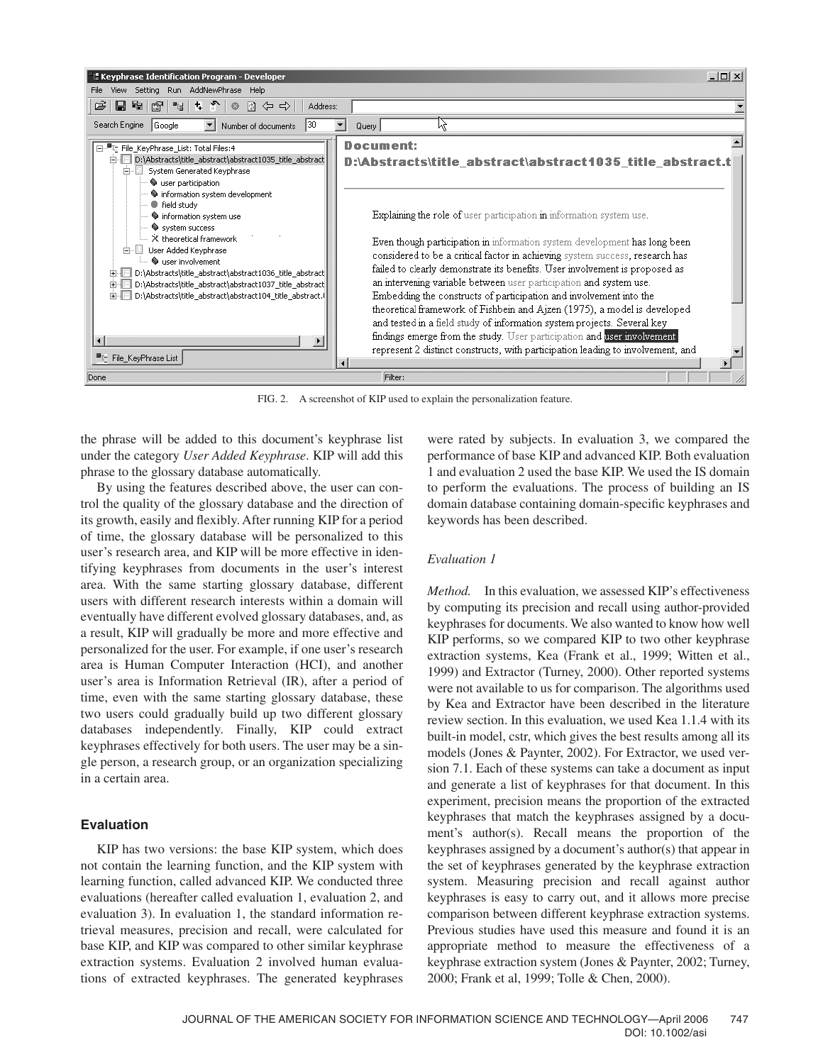FIG. 2. A screenshot of KIP used to explain the personalization feature.

the phrase will be added to this document's keyphrase list under the category *User Added Keyphrase*. KIP will add this phrase to the glossary database automatically.

By using the features described above, the user can control the quality of the glossary database and the direction of its growth, easily and flexibly. After running KIP for a period of time, the glossary database will be personalized to this user's research area, and KIP will be more effective in identifying keyphrases from documents in the user's interest area. With the same starting glossary database, different users with different research interests within a domain will eventually have different evolved glossary databases, and, as a result, KIP will gradually be more and more effective and personalized for the user. For example, if one user's research area is Human Computer Interaction (HCI), and another user's area is Information Retrieval (IR), after a period of time, even with the same starting glossary database, these two users could gradually build up two different glossary databases independently. Finally, KIP could extract keyphrases effectively for both users. The user may be a single person, a research group, or an organization specializing in a certain area.

## Evaluation

KIP has two versions: the base KIP system, which does not contain the learning function, and the KIP system with learning function, called advanced KIP. We conducted three evaluations (hereafter called evaluation 1, evaluation 2, and evaluation 3). In evaluation 1, the standard information retrieval measures, precision and recall, were calculated for base KIP, and KIP was compared to other similar keyphrase extraction systems. Evaluation 2 involved human evaluations of extracted keyphrases. The generated keyphrases were rated by subjects. In evaluation 3, we compared the performance of base KIP and advanced KIP. Both evaluation 1 and evaluation 2 used the base KIP. We used the IS domain to perform the evaluations. The process of building an IS domain database containing domain-specific keyphrases and keywords has been described.

### Evaluation 1

*Method.* In this evaluation, we assessed KIP's effectiveness by computing its precision and recall using author-provided keyphrases for documents. We also wanted to know how well KIP performs, so we compared KIP to two other keyphrase extraction systems, Kea (Frank et al., 1999; Witten et al., 1999) and Extractor (Turney, 2000). Other reported systems were not available to us for comparison. The algorithms used by Kea and Extractor have been described in the literature review section. In this evaluation, we used Kea 1.1.4 with its built-in model, cstr, which gives the best results among all its models (Jones & Paynter, 2002). For Extractor, we used version 7.1. Each of these systems can take a document as input and generate a list of keyphrases for that document. In this experiment, precision means the proportion of the extracted keyphrases that match the keyphrases assigned by a document's author(s). Recall means the proportion of the keyphrases assigned by a document's author(s) that appear in the set of keyphrases generated by the keyphrase extraction system. Measuring precision and recall against author keyphrases is easy to carry out, and it allows more precise comparison between different keyphrase extraction systems. Previous studies have used this measure and found it is an appropriate method to measure the effectiveness of a keyphrase extraction system (Jones & Paynter, 2002; Turney, 2000; Frank et al, 1999; Tolle & Chen, 2000).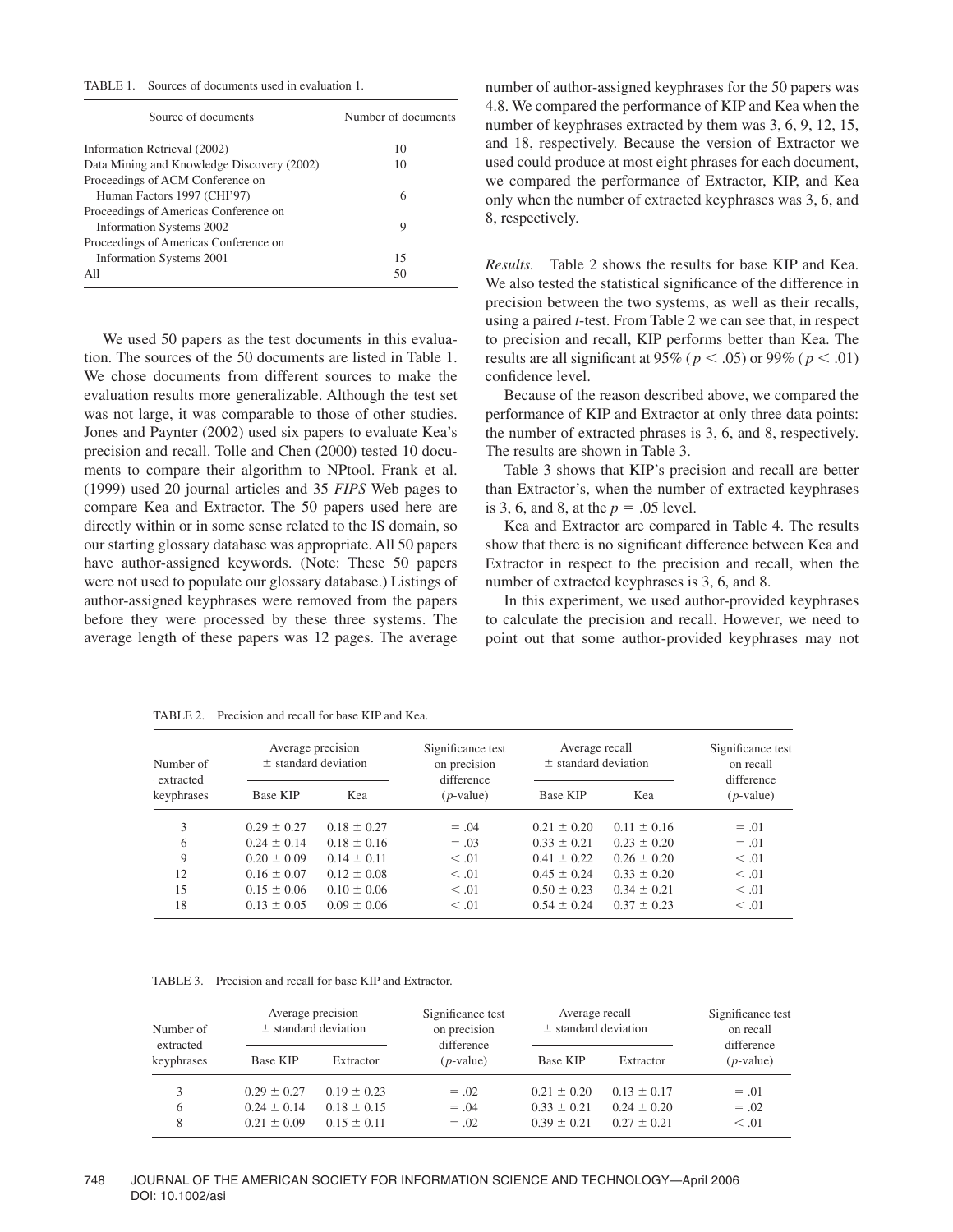TABLE 1. Sources of documents used in evaluation 1.

| Source of documents | Number of documents |
|---|---|
| Information Retrieval (2002) | 10 |
| Data Mining and Knowledge Discovery (2002) | 10 |
| Proceedings of ACM Conference on Human Factors 1997 (CHI'97) | 6 |
| Proceedings of Americas Conference on Information Systems 2002 | 9 |
| Proceedings of Americas Conference on Information Systems 2001 | 15 |
| All | 50 |

We used 50 papers as the test documents in this evaluation. The sources of the 50 documents are listed in Table 1. We chose documents from different sources to make the evaluation results more generalizable. Although the test set was not large, it was comparable to those of other studies. Jones and Paynter (2002) used six papers to evaluate Kea's precision and recall. Tolle and Chen (2000) tested 10 documents to compare their algorithm to NPtool. Frank et al. (1999) used 20 journal articles and 35 *FIPS* Web pages to compare Kea and Extractor. The 50 papers used here are directly within or in some sense related to the IS domain, so our starting glossary database was appropriate. All 50 papers have author-assigned keywords. (Note: These 50 papers were not used to populate our glossary database.) Listings of author-assigned keyphrases were removed from the papers before they were processed by these three systems. The average length of these papers was 12 pages. The average number of author-assigned keyphrases for the 50 papers was 4.8. We compared the performance of KIP and Kea when the number of keyphrases extracted by them was 3, 6, 9, 12, 15, and 18, respectively. Because the version of Extractor we used could produce at most eight phrases for each document, we compared the performance of Extractor, KIP, and Kea only when the number of extracted keyphrases was 3, 6, and 8, respectively.

*Results.* Table 2 shows the results for base KIP and Kea. We also tested the statistical significance of the difference in precision between the two systems, as well as their recalls, using a paired *t*-test. From Table 2 we can see that, in respect to precision and recall, KIP performs better than Kea. The results are all significant at 95% ($p < .05$) or 99% ($p < .01$) confidence level.

Because of the reason described above, we compared the performance of KIP and Extractor at only three data points: the number of extracted phrases is 3, 6, and 8, respectively. The results are shown in Table 3.

Table 3 shows that KIP's precision and recall are better than Extractor's, when the number of extracted keyphrases is 3, 6, and 8, at the $p = .05$ level.

Kea and Extractor are compared in Table 4. The results show that there is no significant difference between Kea and Extractor in respect to the precision and recall, when the number of extracted keyphrases is 3, 6, and 8.

In this experiment, we used author-provided keyphrases to calculate the precision and recall. However, we need to point out that some author-provided keyphrases may not

TABLE 2. Precision and recall for base KIP and Kea.

| Number of extracted keyphrases | Average precision ± standard deviation | | Significance test on precision difference | Average recall ± standard deviation | | Significance test on recall difference |
|---|---|---|---|---|---|---|
| | Base KIP | Kea | ($p$-value) | Base KIP | Kea | ($p$-value) |
| 3 | 0.29 ± 0.27 | 0.18 ± 0.27 | = .04 | 0.21 ± 0.20 | 0.11 ± 0.16 | = .01 |
| 6 | 0.24 ± 0.14 | 0.18 ± 0.16 | = .03 | 0.33 ± 0.21 | 0.23 ± 0.20 | = .01 |
| 9 | 0.20 ± 0.09 | 0.14 ± 0.11 | < .01 | 0.41 ± 0.22 | 0.26 ± 0.20 | < .01 |
| 12 | 0.16 ± 0.07 | 0.12 ± 0.08 | < .01 | 0.45 ± 0.24 | 0.33 ± 0.20 | < .01 |
| 15 | 0.15 ± 0.06 | 0.10 ± 0.06 | < .01 | 0.50 ± 0.23 | 0.34 ± 0.21 | < .01 |
| 18 | 0.13 ± 0.05 | 0.09 ± 0.06 | < .01 | 0.54 ± 0.24 | 0.37 ± 0.23 | < .01 |

TABLE 3. Precision and recall for base KIP and Extractor.

| Number of extracted keyphrases | Average precision ± standard deviation | | Significance test on precision difference | Average recall ± standard deviation | | Significance test on recall difference |
|---|---|---|---|---|---|---|
| | Base KIP | Extractor | ($p$-value) | Base KIP | Extractor | ($p$-value) |
| 3 | 0.29 ± 0.27 | 0.19 ± 0.23 | = .02 | 0.21 ± 0.20 | 0.13 ± 0.17 | = .01 |
| 6 | 0.24 ± 0.14 | 0.18 ± 0.15 | = .04 | 0.33 ± 0.21 | 0.24 ± 0.20 | = .02 |
| 8 | 0.21 ± 0.09 | 0.15 ± 0.11 | = .02 | 0.39 ± 0.21 | 0.27 ± 0.21 | < .01 |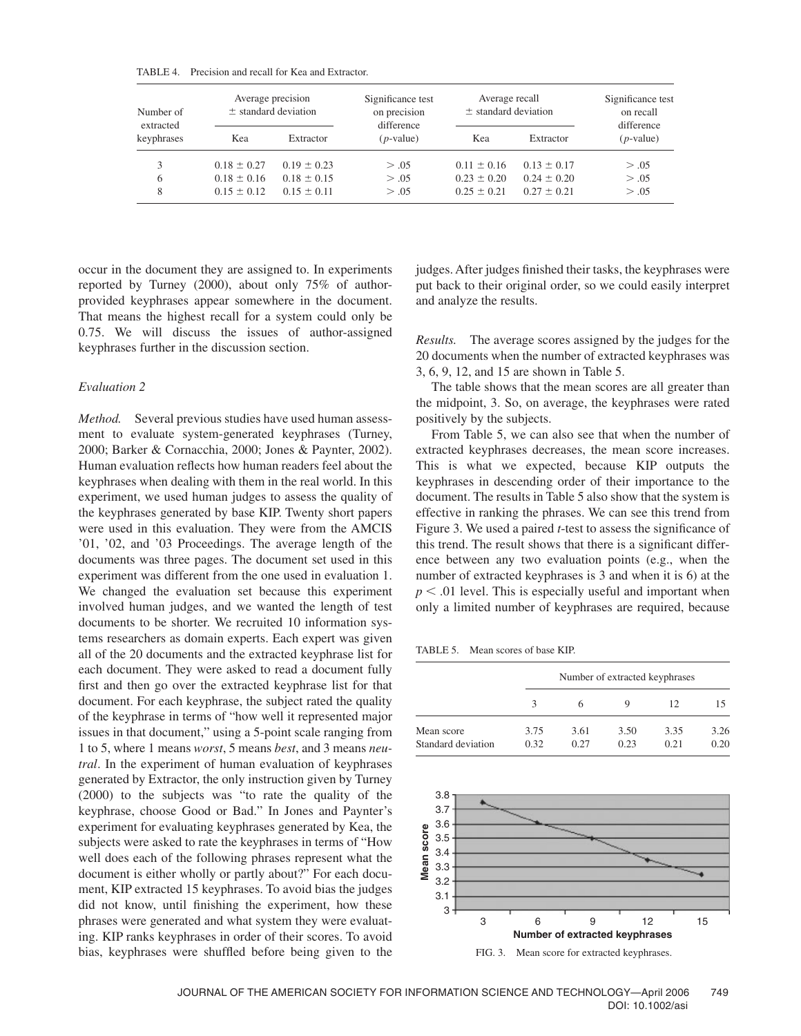TABLE 4. Precision and recall for Kea and Extractor.

| Number of extracted keyphrases | Average precision ± standard deviation | | Significance test on precision difference ($p$-value) | Average recall ± standard deviation | | Significance test on recall difference ($p$-value) |
|---|---|---|---|---|---|---|
| | Kea | Extractor | | Kea | Extractor | |
| 3 | $0.18 \pm 0.27$ | $0.19 \pm 0.23$ | $> .05$ | $0.11 \pm 0.16$ | $0.13 \pm 0.17$ | $> .05$ |
| 6 | $0.18 \pm 0.16$ | $0.18 \pm 0.15$ | $> .05$ | $0.23 \pm 0.20$ | $0.24 \pm 0.20$ | $> .05$ |
| 8 | $0.15 \pm 0.12$ | $0.15 \pm 0.11$ | $> .05$ | $0.25 \pm 0.21$ | $0.27 \pm 0.21$ | $> .05$ |

occur in the document they are assigned to. In experiments reported by Turney (2000), about only 75% of author-provided keyphrases appear somewhere in the document. That means the highest recall for a system could only be 0.75. We will discuss the issues of author-assigned keyphrases further in the discussion section.

### Evaluation 2

*Method.* Several previous studies have used human assessment to evaluate system-generated keyphrases (Turney, 2000; Barker & Cornacchia, 2000; Jones & Paynter, 2002). Human evaluation reflects how human readers feel about the keyphrases when dealing with them in the real world. In this experiment, we used human judges to assess the quality of the keyphrases generated by base KIP. Twenty short papers were used in this evaluation. They were from the AMCIS '01, '02, and '03 Proceedings. The average length of the documents was three pages. The document set used in this experiment was different from the one used in evaluation 1. We changed the evaluation set because this experiment involved human judges, and we wanted the length of test documents to be shorter. We recruited 10 information systems researchers as domain experts. Each expert was given all of the 20 documents and the extracted keyphrase list for each document. They were asked to read a document fully first and then go over the extracted keyphrase list for that document. For each keyphrase, the subject rated the quality of the keyphrase in terms of "how well it represented major issues in that document," using a 5-point scale ranging from 1 to 5, where 1 means *worst*, 5 means *best*, and 3 means *neutral*. In the experiment of human evaluation of keyphrases generated by Extractor, the only instruction given by Turney (2000) to the subjects was "to rate the quality of the keyphrase, choose Good or Bad." In Jones and Paynter's experiment for evaluating keyphrases generated by Kea, the subjects were asked to rate the keyphrases in terms of "How well does each of the following phrases represent what the document is either wholly or partly about?" For each document, KIP extracted 15 keyphrases. To avoid bias the judges did not know, until finishing the experiment, how these phrases were generated and what system they were evaluating. KIP ranks keyphrases in order of their scores. To avoid bias, keyphrases were shuffled before being given to the judges. After judges finished their tasks, the keyphrases were put back to their original order, so we could easily interpret and analyze the results.

*Results.* The average scores assigned by the judges for the 20 documents when the number of extracted keyphrases was 3, 6, 9, 12, and 15 are shown in Table 5.

The table shows that the mean scores are all greater than the midpoint, 3. So, on average, the keyphrases were rated positively by the subjects.

From Table 5, we can also see that when the number of extracted keyphrases decreases, the mean score increases. This is what we expected, because KIP outputs the keyphrases in descending order of their importance to the document. The results in Table 5 also show that the system is effective in ranking the phrases. We can see this trend from Figure 3. We used a paired $t$-test to assess the significance of this trend. The result shows that there is a significant difference between any two evaluation points (e.g., when the number of extracted keyphrases is 3 and when it is 6) at the $p < .01$ level. This is especially useful and important when only a limited number of keyphrases are required, because

TABLE 5. Mean scores of base KIP.

| | Number of extracted keyphrases | | | | |
|---|---|---|---|---|---|
| | 3 | 6 | 9 | 12 | 15 |
| Mean score | 3.75 | 3.61 | 3.50 | 3.35 | 3.26 |
| Standard deviation | 0.32 | 0.27 | 0.23 | 0.21 | 0.20 |

FIG. 3. Mean score for extracted keyphrases.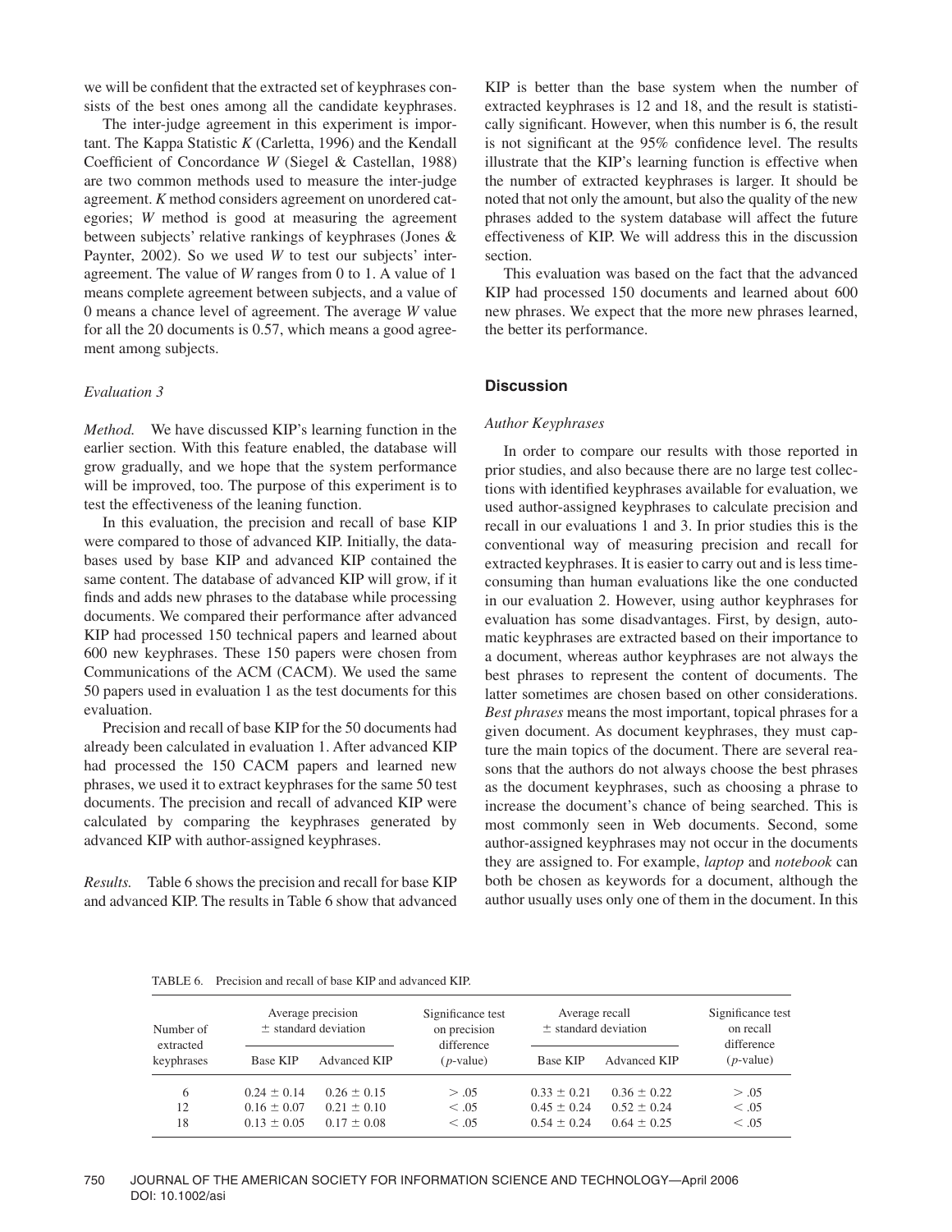we will be confident that the extracted set of keyphrases consists of the best ones among all the candidate keyphrases.

The inter-judge agreement in this experiment is important. The Kappa Statistic $K$ (Carletta, 1996) and the Kendall Coefficient of Concordance $W$ (Siegel & Castellan, 1988) are two common methods used to measure the inter-judge agreement. $K$ method considers agreement on unordered categories; $W$ method is good at measuring the agreement between subjects' relative rankings of keyphrases (Jones & Paynter, 2002). So we used $W$ to test our subjects' inter-agreement. The value of $W$ ranges from 0 to 1. A value of 1 means complete agreement between subjects, and a value of 0 means a chance level of agreement. The average $W$ value for all the 20 documents is 0.57, which means a good agreement among subjects.

### *Evaluation 3*

*Method.* We have discussed KIP's learning function in the earlier section. With this feature enabled, the database will grow gradually, and we hope that the system performance will be improved, too. The purpose of this experiment is to test the effectiveness of the leaning function.

In this evaluation, the precision and recall of base KIP were compared to those of advanced KIP. Initially, the databases used by base KIP and advanced KIP contained the same content. The database of advanced KIP will grow, if it finds and adds new phrases to the database while processing documents. We compared their performance after advanced KIP had processed 150 technical papers and learned about 600 new keyphrases. These 150 papers were chosen from Communications of the ACM (CACM). We used the same 50 papers used in evaluation 1 as the test documents for this evaluation.

Precision and recall of base KIP for the 50 documents had already been calculated in evaluation 1. After advanced KIP had processed the 150 CACM papers and learned new phrases, we used it to extract keyphrases for the same 50 test documents. The precision and recall of advanced KIP were calculated by comparing the keyphrases generated by advanced KIP with author-assigned keyphrases.

*Results.* Table 6 shows the precision and recall for base KIP and advanced KIP. The results in Table 6 show that advanced KIP is better than the base system when the number of extracted keyphrases is 12 and 18, and the result is statistically significant. However, when this number is 6, the result is not significant at the 95% confidence level. The results illustrate that the KIP's learning function is effective when the number of extracted keyphrases is larger. It should be noted that not only the amount, but also the quality of the new phrases added to the system database will affect the future effectiveness of KIP. We will address this in the discussion section.

This evaluation was based on the fact that the advanced KIP had processed 150 documents and learned about 600 new phrases. We expect that the more new phrases learned, the better its performance.

## Discussion

### *Author Keyphrases*

In order to compare our results with those reported in prior studies, and also because there are no large test collections with identified keyphrases available for evaluation, we used author-assigned keyphrases to calculate precision and recall in our evaluations 1 and 3. In prior studies this is the conventional way of measuring precision and recall for extracted keyphrases. It is easier to carry out and is less time-consuming than human evaluations like the one conducted in our evaluation 2. However, using author keyphrases for evaluation has some disadvantages. First, by design, automatic keyphrases are extracted based on their importance to a document, whereas author keyphrases are not always the best phrases to represent the content of documents. The latter sometimes are chosen based on other considerations. *Best phrases* means the most important, topical phrases for a given document. As document keyphrases, they must capture the main topics of the document. There are several reasons that the authors do not always choose the best phrases as the document keyphrases, such as choosing a phrase to increase the document's chance of being searched. This is most commonly seen in Web documents. Second, some author-assigned keyphrases may not occur in the documents they are assigned to. For example, *laptop* and *notebook* can both be chosen as keywords for a document, although the author usually uses only one of them in the document. In this

TABLE 6. Precision and recall of base KIP and advanced KIP.

| Number of extracted keyphrases | Average precision ± standard deviation | | Significance test on precision difference ($p$-value) | Average recall ± standard deviation | | Significance test on recall difference ($p$-value) |
|---|---|---|---|---|---|---|
| | Base KIP | Advanced KIP | | Base KIP | Advanced KIP | |
| 6 | $0.24 \pm 0.14$ | $0.26 \pm 0.15$ | $> .05$ | $0.33 \pm 0.21$ | $0.36 \pm 0.22$ | $> .05$ |
| 12 | $0.16 \pm 0.07$ | $0.21 \pm 0.10$ | $< .05$ | $0.45 \pm 0.24$ | $0.52 \pm 0.24$ | $< .05$ |
| 18 | $0.13 \pm 0.05$ | $0.17 \pm 0.08$ | $< .05$ | $0.54 \pm 0.24$ | $0.64 \pm 0.25$ | $< .05$ |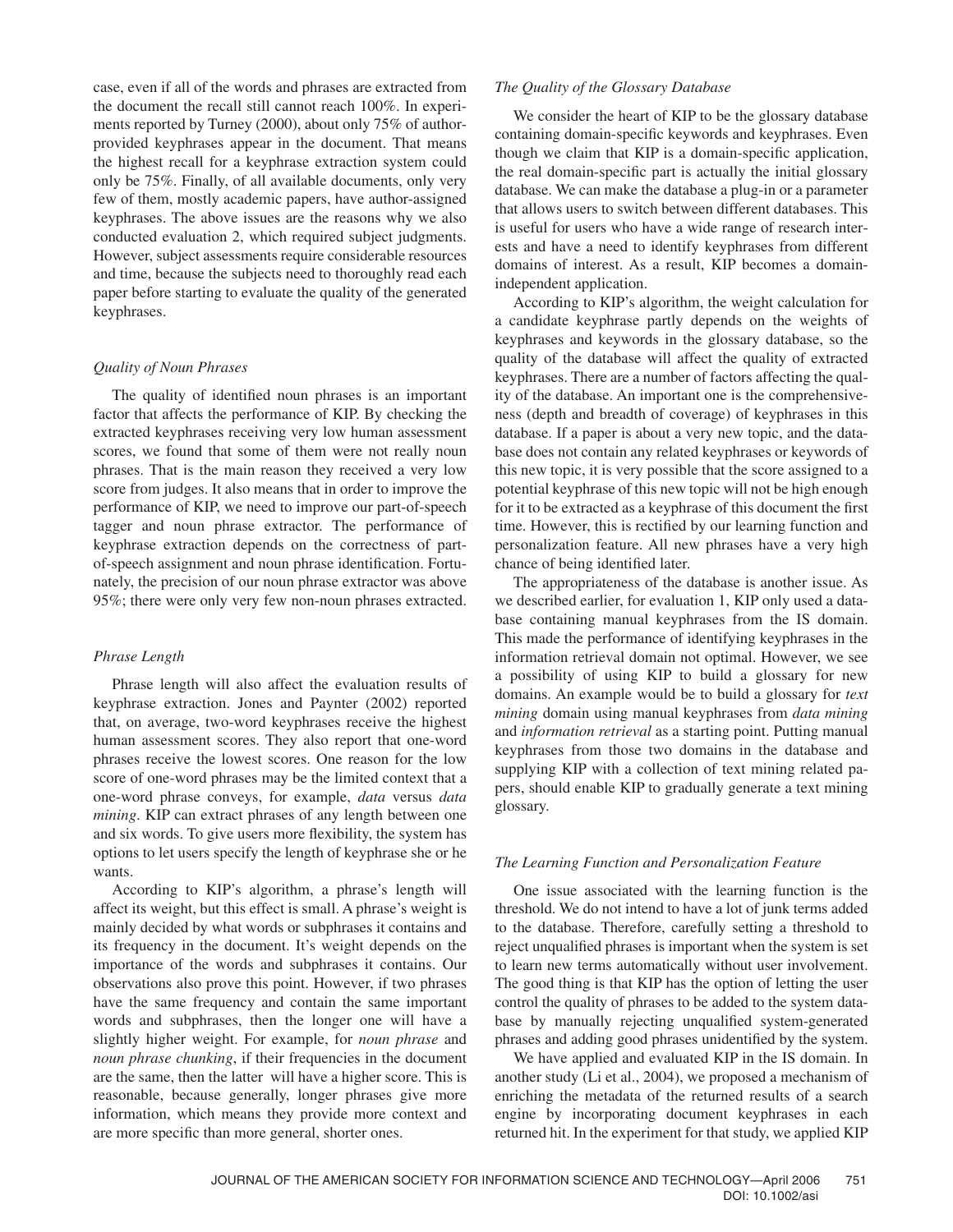case, even if all of the words and phrases are extracted from the document the recall still cannot reach 100%. In experiments reported by Turney (2000), about only 75% of author-provided keyphrases appear in the document. That means the highest recall for a keyphrase extraction system could only be 75%. Finally, of all available documents, only very few of them, mostly academic papers, have author-assigned keyphrases. The above issues are the reasons why we also conducted evaluation 2, which required subject judgments. However, subject assessments require considerable resources and time, because the subjects need to thoroughly read each paper before starting to evaluate the quality of the generated keyphrases.

### *Quality of Noun Phrases*

The quality of identified noun phrases is an important factor that affects the performance of KIP. By checking the extracted keyphrases receiving very low human assessment scores, we found that some of them were not really noun phrases. That is the main reason they received a very low score from judges. It also means that in order to improve the performance of KIP, we need to improve our part-of-speech tagger and noun phrase extractor. The performance of keyphrase extraction depends on the correctness of part-of-speech assignment and noun phrase identification. Fortunately, the precision of our noun phrase extractor was above 95%; there were only very few non-noun phrases extracted.

### *Phrase Length*

Phrase length will also affect the evaluation results of keyphrase extraction. Jones and Paynter (2002) reported that, on average, two-word keyphrases receive the highest human assessment scores. They also report that one-word phrases receive the lowest scores. One reason for the low score of one-word phrases may be the limited context that a one-word phrase conveys, for example, *data* versus *data mining*. KIP can extract phrases of any length between one and six words. To give users more flexibility, the system has options to let users specify the length of keyphrase she or he wants.

According to KIP's algorithm, a phrase's length will affect its weight, but this effect is small. A phrase's weight is mainly decided by what words or subphrases it contains and its frequency in the document. It's weight depends on the importance of the words and subphrases it contains. Our observations also prove this point. However, if two phrases have the same frequency and contain the same important words and subphrases, then the longer one will have a slightly higher weight. For example, for *noun phrase* and *noun phrase chunking*, if their frequencies in the document are the same, then the latter will have a higher score. This is reasonable, because generally, longer phrases give more information, which means they provide more context and are more specific than more general, shorter ones.

### *The Quality of the Glossary Database*

We consider the heart of KIP to be the glossary database containing domain-specific keywords and keyphrases. Even though we claim that KIP is a domain-specific application, the real domain-specific part is actually the initial glossary database. We can make the database a plug-in or a parameter that allows users to switch between different databases. This is useful for users who have a wide range of research interests and have a need to identify keyphrases from different domains of interest. As a result, KIP becomes a domain-independent application.

According to KIP's algorithm, the weight calculation for a candidate keyphrase partly depends on the weights of keyphrases and keywords in the glossary database, so the quality of the database will affect the quality of extracted keyphrases. There are a number of factors affecting the quality of the database. An important one is the comprehensiveness (depth and breadth of coverage) of keyphrases in this database. If a paper is about a very new topic, and the database does not contain any related keyphrases or keywords of this new topic, it is very possible that the score assigned to a potential keyphrase of this new topic will not be high enough for it to be extracted as a keyphrase of this document the first time. However, this is rectified by our learning function and personalization feature. All new phrases have a very high chance of being identified later.

The appropriateness of the database is another issue. As we described earlier, for evaluation 1, KIP only used a database containing manual keyphrases from the IS domain. This made the performance of identifying keyphrases in the information retrieval domain not optimal. However, we see a possibility of using KIP to build a glossary for new domains. An example would be to build a glossary for *text mining* domain using manual keyphrases from *data mining* and *information retrieval* as a starting point. Putting manual keyphrases from those two domains in the database and supplying KIP with a collection of text mining related papers, should enable KIP to gradually generate a text mining glossary.

### *The Learning Function and Personalization Feature*

One issue associated with the learning function is the threshold. We do not intend to have a lot of junk terms added to the database. Therefore, carefully setting a threshold to reject unqualified phrases is important when the system is set to learn new terms automatically without user involvement. The good thing is that KIP has the option of letting the user control the quality of phrases to be added to the system database by manually rejecting unqualified system-generated phrases and adding good phrases unidentified by the system.

We have applied and evaluated KIP in the IS domain. In another study (Li et al., 2004), we proposed a mechanism of enriching the metadata of the returned results of a search engine by incorporating document keyphrases in each returned hit. In the experiment for that study, we applied KIP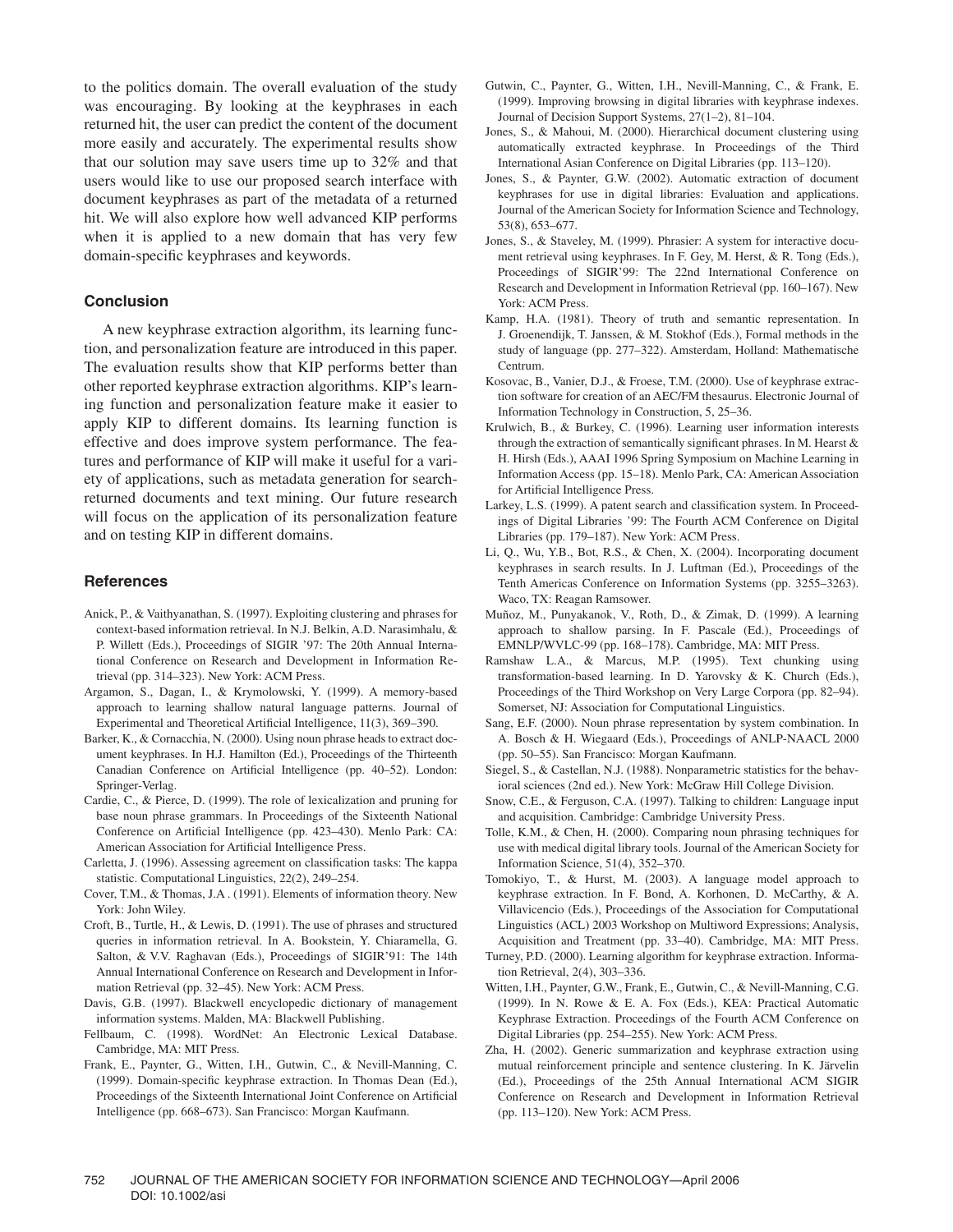to the politics domain. The overall evaluation of the study was encouraging. By looking at the keyphrases in each returned hit, the user can predict the content of the document more easily and accurately. The experimental results show that our solution may save users time up to 32% and that users would like to use our proposed search interface with document keyphrases as part of the metadata of a returned hit. We will also explore how well advanced KIP performs when it is applied to a new domain that has very few domain-specific keyphrases and keywords.

## Conclusion

A new keyphrase extraction algorithm, its learning function, and personalization feature are introduced in this paper. The evaluation results show that KIP performs better than other reported keyphrase extraction algorithms. KIP's learning function and personalization feature make it easier to apply KIP to different domains. Its learning function is effective and does improve system performance. The features and performance of KIP will make it useful for a variety of applications, such as metadata generation for search-returned documents and text mining. Our future research will focus on the application of its personalization feature and on testing KIP in different domains.

## References

Anick, P., & Vaithyanathan, S. (1997). Exploiting clustering and phrases for context-based information retrieval. In N.J. Belkin, A.D. Narasimhalu, & P. Willett (Eds.), Proceedings of SIGIR '97: The 20th Annual International Conference on Research and Development in Information Retrieval (pp. 314–323). New York: ACM Press.

Argamon, S., Dagan, I., & Krymolowski, Y. (1999). A memory-based approach to learning shallow natural language patterns. Journal of Experimental and Theoretical Artificial Intelligence, 11(3), 369–390.

Barker, K., & Cornacchia, N. (2000). Using noun phrase heads to extract document keyphrases. In H.J. Hamilton (Ed.), Proceedings of the Thirteenth Canadian Conference on Artificial Intelligence (pp. 40–52). London: Springer-Verlag.

Cardie, C., & Pierce, D. (1999). The role of lexicalization and pruning for base noun phrase grammars. In Proceedings of the Sixteenth National Conference on Artificial Intelligence (pp. 423–430). Menlo Park: CA: American Association for Artificial Intelligence Press.

Carletta, J. (1996). Assessing agreement on classification tasks: The kappa statistic. Computational Linguistics, 22(2), 249–254.

Cover, T.M., & Thomas, J.A . (1991). Elements of information theory. New York: John Wiley.

Croft, B., Turtle, H., & Lewis, D. (1991). The use of phrases and structured queries in information retrieval. In A. Bookstein, Y. Chiaramella, G. Salton, & V.V. Raghavan (Eds.), Proceedings of SIGIR'91: The 14th Annual International Conference on Research and Development in Information Retrieval (pp. 32–45). New York: ACM Press.

Davis, G.B. (1997). Blackwell encyclopedic dictionary of management information systems. Malden, MA: Blackwell Publishing.

Fellbaum, C. (1998). WordNet: An Electronic Lexical Database. Cambridge, MA: MIT Press.

Frank, E., Paynter, G., Witten, I.H., Gutwin, C., & Nevill-Manning, C. (1999). Domain-specific keyphrase extraction. In Thomas Dean (Ed.), Proceedings of the Sixteenth International Joint Conference on Artificial Intelligence (pp. 668–673). San Francisco: Morgan Kaufmann.

Gutwin, C., Paynter, G., Witten, I.H., Nevill-Manning, C., & Frank, E. (1999). Improving browsing in digital libraries with keyphrase indexes. Journal of Decision Support Systems, 27(1–2), 81–104.

Jones, S., & Mahoui, M. (2000). Hierarchical document clustering using automatically extracted keyphrase. In Proceedings of the Third International Asian Conference on Digital Libraries (pp. 113–120).

Jones, S., & Paynter, G.W. (2002). Automatic extraction of document keyphrases for use in digital libraries: Evaluation and applications. Journal of the American Society for Information Science and Technology, 53(8), 653–677.

Jones, S., & Staveley, M. (1999). Phrasier: A system for interactive document retrieval using keyphrases. In F. Gey, M. Herst, & R. Tong (Eds.), Proceedings of SIGIR'99: The 22nd International Conference on Research and Development in Information Retrieval (pp. 160–167). New York: ACM Press.

Kamp, H.A. (1981). Theory of truth and semantic representation. In J. Groenendijk, T. Janssen, & M. Stokhof (Eds.), Formal methods in the study of language (pp. 277–322). Amsterdam, Holland: Mathematische Centrum.

Kosovac, B., Vanier, D.J., & Froese, T.M. (2000). Use of keyphrase extraction software for creation of an AEC/FM thesaurus. Electronic Journal of Information Technology in Construction, 5, 25–36.

Krulwich, B., & Burkey, C. (1996). Learning user information interests through the extraction of semantically significant phrases. In M. Hearst & H. Hirsh (Eds.), AAAI 1996 Spring Symposium on Machine Learning in Information Access (pp. 15–18). Menlo Park, CA: American Association for Artificial Intelligence Press.

Larkey, L.S. (1999). A patent search and classification system. In Proceedings of Digital Libraries '99: The Fourth ACM Conference on Digital Libraries (pp. 179–187). New York: ACM Press.

Li, Q., Wu, Y.B., Bot, R.S., & Chen, X. (2004). Incorporating document keyphrases in search results. In J. Luftman (Ed.), Proceedings of the Tenth Americas Conference on Information Systems (pp. 3255–3263). Waco, TX: Reagan Ramsower.

Muñoz, M., Punyakanok, V., Roth, D., & Zimak, D. (1999). A learning approach to shallow parsing. In F. Pascale (Ed.), Proceedings of EMNLP/WVLC-99 (pp. 168–178). Cambridge, MA: MIT Press.

Ramshaw L.A., & Marcus, M.P. (1995). Text chunking using transformation-based learning. In D. Yarovsky & K. Church (Eds.), Proceedings of the Third Workshop on Very Large Corpora (pp. 82–94). Somerset, NJ: Association for Computational Linguistics.

Sang, E.F. (2000). Noun phrase representation by system combination. In A. Bosch & H. Wiegaard (Eds.), Proceedings of ANLP-NAACL 2000 (pp. 50–55). San Francisco: Morgan Kaufmann.

Siegel, S., & Castellan, N.J. (1988). Nonparametric statistics for the behavioral sciences (2nd ed.). New York: McGraw Hill College Division.

Snow, C.E., & Ferguson, C.A. (1997). Talking to children: Language input and acquisition. Cambridge: Cambridge University Press.

Tolle, K.M., & Chen, H. (2000). Comparing noun phrasing techniques for use with medical digital library tools. Journal of the American Society for Information Science, 51(4), 352–370.

Tomokiyo, T., & Hurst, M. (2003). A language model approach to keyphrase extraction. In F. Bond, A. Korhonen, D. McCarthy, & A. Villavicencio (Eds.), Proceedings of the Association for Computational Linguistics (ACL) 2003 Workshop on Multiword Expressions; Analysis, Acquisition and Treatment (pp. 33–40). Cambridge, MA: MIT Press.

Turney, P.D. (2000). Learning algorithm for keyphrase extraction. Information Retrieval, 2(4), 303–336.

Witten, I.H., Paynter, G.W., Frank, E., Gutwin, C., & Nevill-Manning, C.G. (1999). In N. Rowe & E. A. Fox (Eds.), KEA: Practical Automatic Keyphrase Extraction. Proceedings of the Fourth ACM Conference on Digital Libraries (pp. 254–255). New York: ACM Press.

Zha, H. (2002). Generic summarization and keyphrase extraction using mutual reinforcement principle and sentence clustering. In K. Järvelin (Ed.), Proceedings of the 25th Annual International ACM SIGIR Conference on Research and Development in Information Retrieval (pp. 113–120). New York: ACM Press.